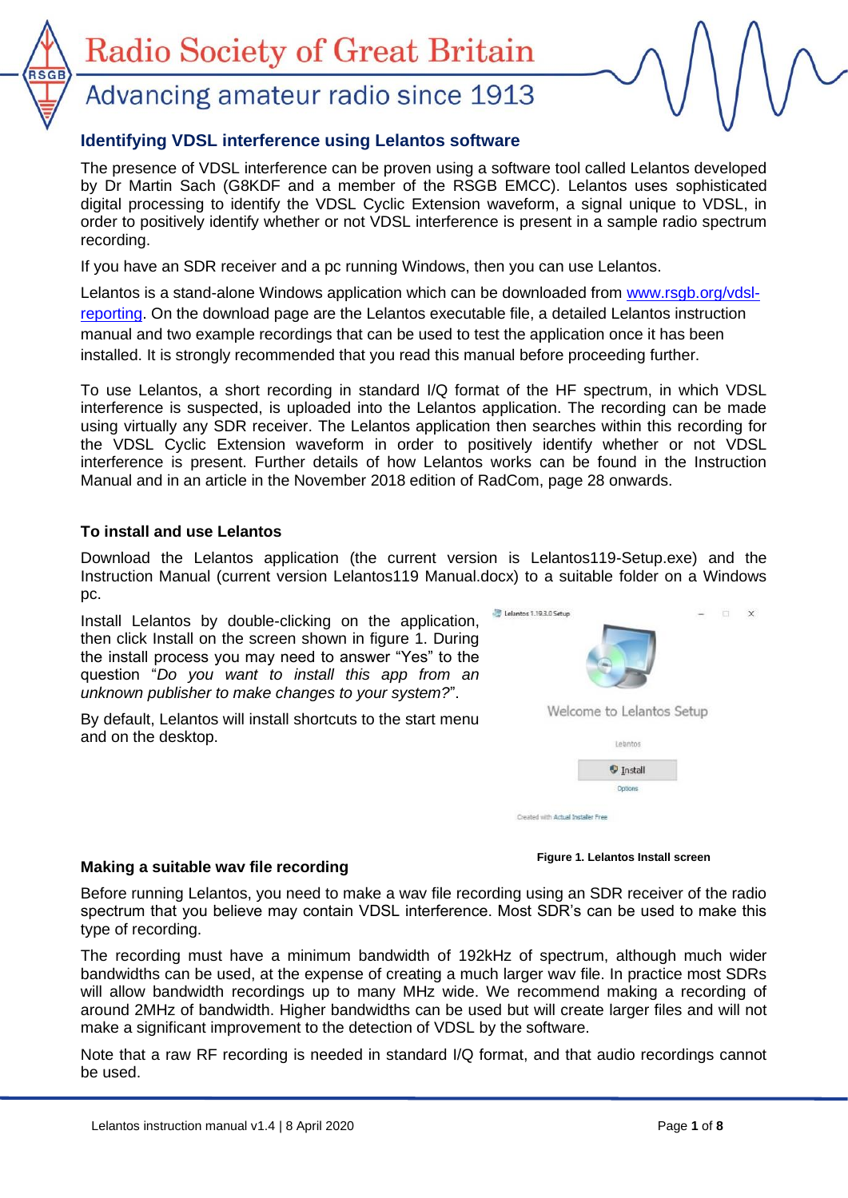# Radio Society of Great Britain

Advancing amateur radio since 1913

## Identifying VDSL interference using Lelantos software

The presence of VDSL interference can be proven using a software tool called Lelantos developed by Dr Martin Sach (G8KDF and a member of the RSGB EMCC). Lelantos uses sophisticated digital processing to identify the VDSL Cyclic Extension waveform, a signal unique to VDSL, in order to positively identify whether or not VDSL interference is present in a sample radio spectrum recording.

If you have an SDR receiver and a pc running Windows, then you can use Lelantos.

Lelantos is a stand-alone Windows application which can be downloaded from www.rsgb.org/vdsl-reporting. On the download page are the Lelantos executable file, a detailed Lelantos instruction manual and two example recordings that can be used to test the application once it has been installed. It is strongly recommended that you read this manual before proceeding further.

To use Lelantos, a short recording in standard I/Q format of the HF spectrum, in which VDSL interference is suspected, is uploaded into the Lelantos application. The recording can be made using virtually any SDR receiver. The Lelantos application then searches within this recording for the VDSL Cyclic Extension waveform in order to positively identify whether or not VDSL interference is present. Further details of how Lelantos works can be found in the Instruction Manual and in an article in the November 2018 edition of RadCom, page 28 onwards.

### To install and use Lelantos

Download the Lelantos application (the current version is Lelantos119-Setup.exe) and the Instruction Manual (current version Lelantos119 Manual.docx) to a suitable folder on a Windows pc.

Install Lelantos by double-clicking on the application, then click Install on the screen shown in figure 1. During the install process you may need to answer "Yes" to the question "*Do you want to install this app from an unknown publisher to make changes to your system?*".

By default, Lelantos will install shortcuts to the start menu and on the desktop.

**Figure 1. Lelantos Install screen**

### Making a suitable wav file recording

Before running Lelantos, you need to make a wav file recording using an SDR receiver of the radio spectrum that you believe may contain VDSL interference. Most SDR's can be used to make this type of recording.

The recording must have a minimum bandwidth of 192kHz of spectrum, although much wider bandwidths can be used, at the expense of creating a much larger wav file. In practice most SDRs will allow bandwidth recordings up to many MHz wide. We recommend making a recording of around 2MHz of bandwidth. Higher bandwidths can be used but will create larger files and will not make a significant improvement to the detection of VDSL by the software.

Note that a raw RF recording is needed in standard I/Q format, and that audio recordings cannot be used.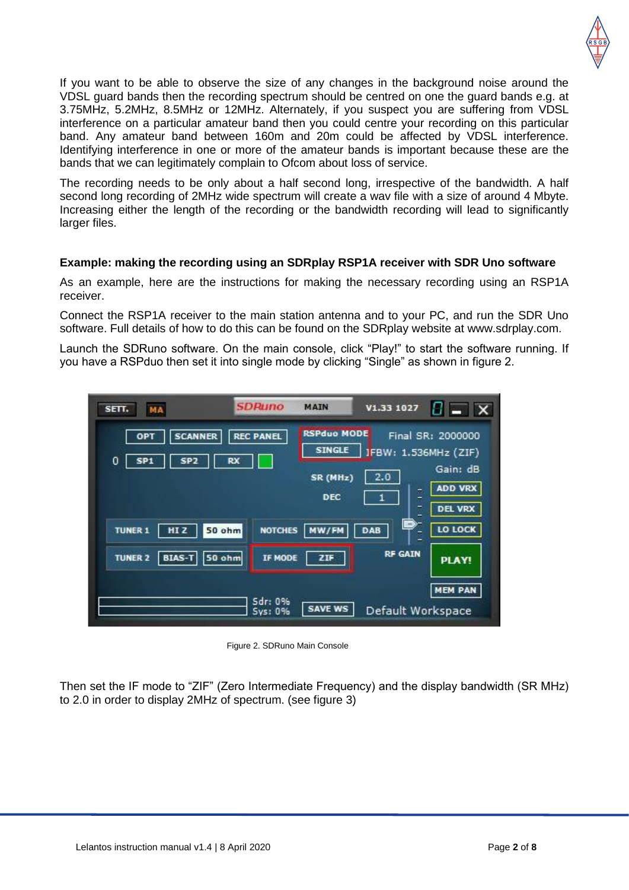If you want to be able to observe the size of any changes in the background noise around the VDSL guard bands then the recording spectrum should be centred on one the guard bands e.g. at 3.75MHz, 5.2MHz, 8.5MHz or 12MHz. Alternately, if you suspect you are suffering from VDSL interference on a particular amateur band then you could centre your recording on this particular band. Any amateur band between 160m and 20m could be affected by VDSL interference. Identifying interference in one or more of the amateur bands is important because these are the bands that we can legitimately complain to Ofcom about loss of service.

The recording needs to be only about a half second long, irrespective of the bandwidth. A half second long recording of 2MHz wide spectrum will create a wav file with a size of around 4 Mbyte. Increasing either the length of the recording or the bandwidth recording will lead to significantly larger files.

**Example: making the recording using an SDRplay RSP1A receiver with SDR Uno software**

As an example, here are the instructions for making the necessary recording using an RSP1A receiver.

Connect the RSP1A receiver to the main station antenna and to your PC, and run the SDR Uno software. Full details of how to do this can be found on the SDRplay website at www.sdrplay.com.

Launch the SDRuno software. On the main console, click "Play!" to start the software running. If you have a RSPduo then set it into single mode by clicking "Single" as shown in figure 2.

Figure 2. SDRuno Main Console

Then set the IF mode to "ZIF" (Zero Intermediate Frequency) and the display bandwidth (SR MHz) to 2.0 in order to display 2MHz of spectrum. (see figure 3)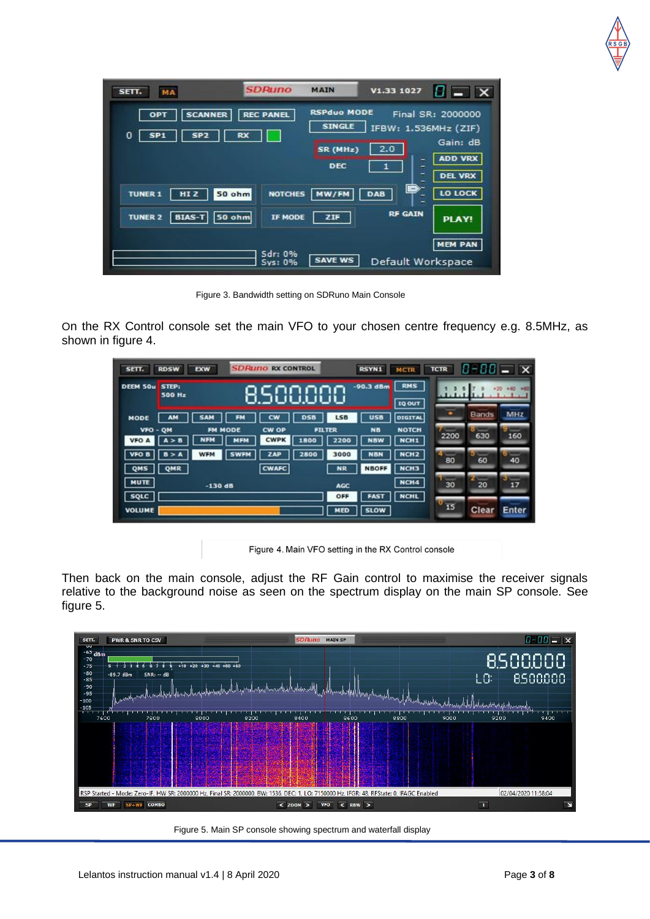Figure 3. Bandwidth setting on SDRuno Main Console

On the RX Control console set the main VFO to your chosen centre frequency e.g. 8.5MHz, as shown in figure 4.

Figure 4. Main VFO setting in the RX Control console

Then back on the main console, adjust the RF Gain control to maximise the receiver signals relative to the background noise as seen on the spectrum display on the main SP console. See figure 5.

Figure 5. Main SP console showing spectrum and waterfall display

Lelantos instruction manual v1.4 | 8 April 2020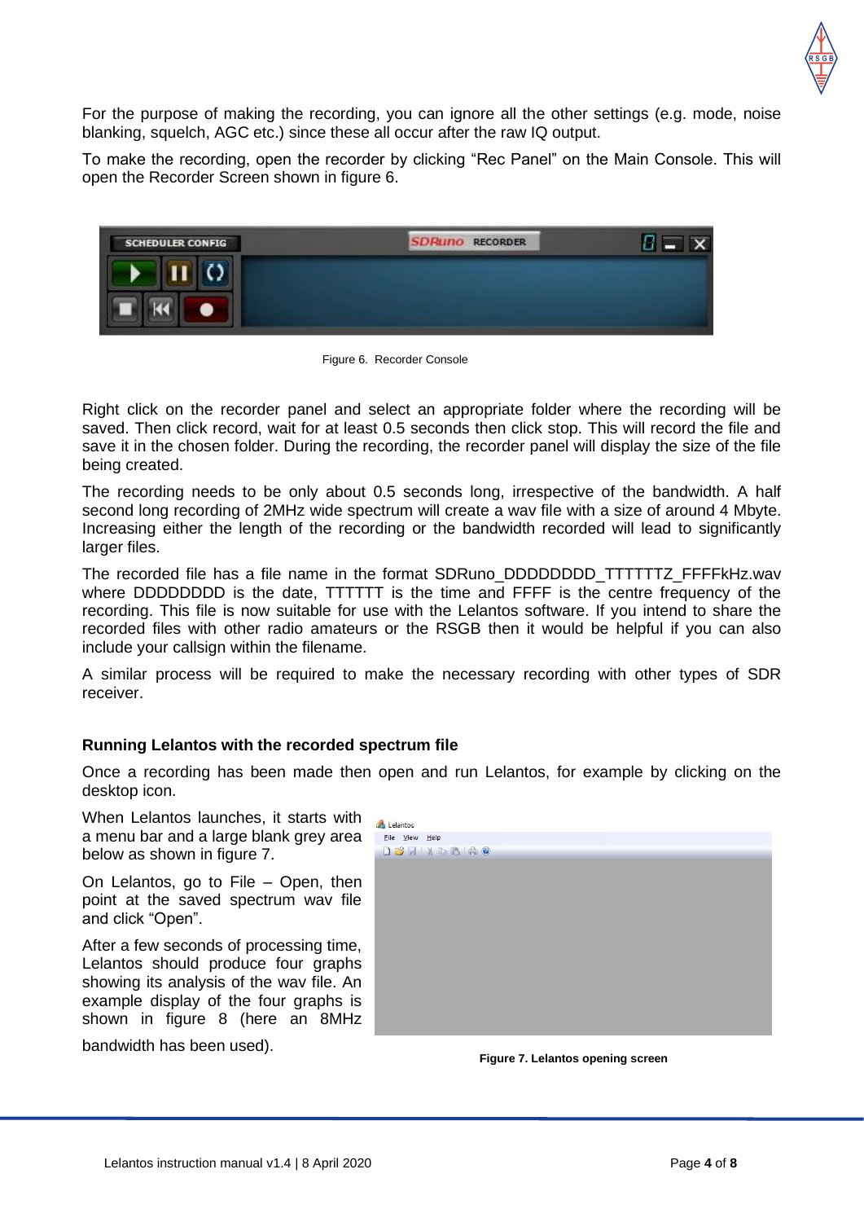For the purpose of making the recording, you can ignore all the other settings (e.g. mode, noise blanking, squelch, AGC etc.) since these all occur after the raw IQ output.

To make the recording, open the recorder by clicking "Rec Panel" on the Main Console. This will open the Recorder Screen shown in figure 6.

Figure 6. Recorder Console

Right click on the recorder panel and select an appropriate folder where the recording will be saved. Then click record, wait for at least 0.5 seconds then click stop. This will record the file and save it in the chosen folder. During the recording, the recorder panel will display the size of the file being created.

The recording needs to be only about 0.5 seconds long, irrespective of the bandwidth. A half second long recording of 2MHz wide spectrum will create a wav file with a size of around 4 Mbyte. Increasing either the length of the recording or the bandwidth recorded will lead to significantly larger files.

The recorded file has a file name in the format SDRuno_DDDDDDDD_TTTTTTZ_FFFFkHz.wav where DDDDDDDD is the date, TTTTTT is the time and FFFF is the centre frequency of the recording. This file is now suitable for use with the Lelantos software. If you intend to share the recorded files with other radio amateurs or the RSGB then it would be helpful if you can also include your callsign within the filename.

A similar process will be required to make the necessary recording with other types of SDR receiver.

### Running Lelantos with the recorded spectrum file

Once a recording has been made then open and run Lelantos, for example by clicking on the desktop icon.

When Lelantos launches, it starts with a menu bar and a large blank grey area below as shown in figure 7.

On Lelantos, go to File – Open, then point at the saved spectrum wav file and click "Open".

After a few seconds of processing time, Lelantos should produce four graphs showing its analysis of the wav file. An example display of the four graphs is shown in figure 8 (here an 8MHz bandwidth has been used).

**Figure 7. Lelantos opening screen**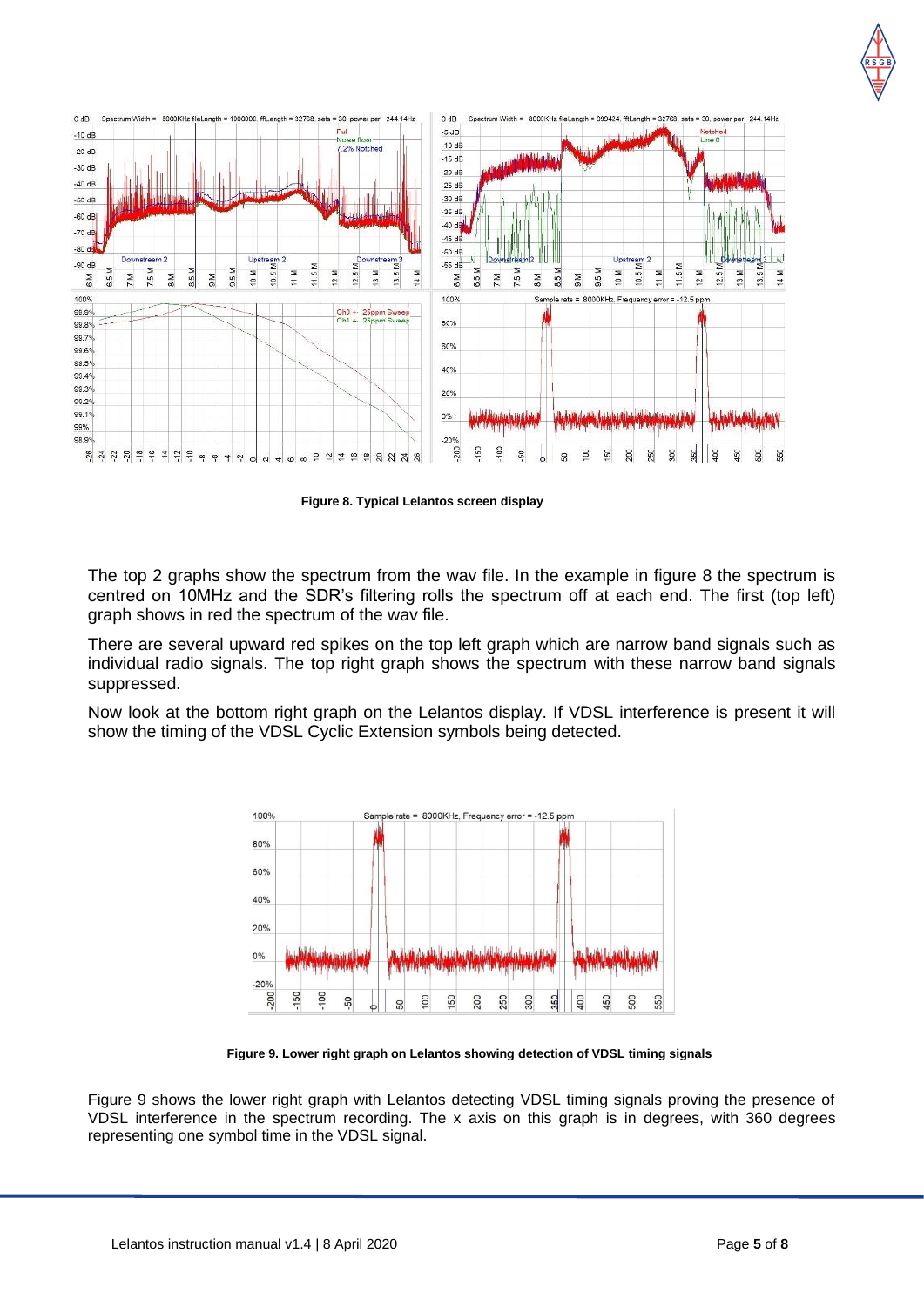Figure 8. Typical Lelantos screen display

The top 2 graphs show the spectrum from the wav file. In the example in figure 8 the spectrum is centred on 10MHz and the SDR's filtering rolls the spectrum off at each end. The first (top left) graph shows in red the spectrum of the wav file.

There are several upward red spikes on the top left graph which are narrow band signals such as individual radio signals. The top right graph shows the spectrum with these narrow band signals suppressed.

Now look at the bottom right graph on the Lelantos display. If VDSL interference is present it will show the timing of the VDSL Cyclic Extension symbols being detected.

Figure 9. Lower right graph on Lelantos showing detection of VDSL timing signals

Figure 9 shows the lower right graph with Lelantos detecting VDSL timing signals proving the presence of VDSL interference in the spectrum recording. The x axis on this graph is in degrees, with 360 degrees representing one symbol time in the VDSL signal.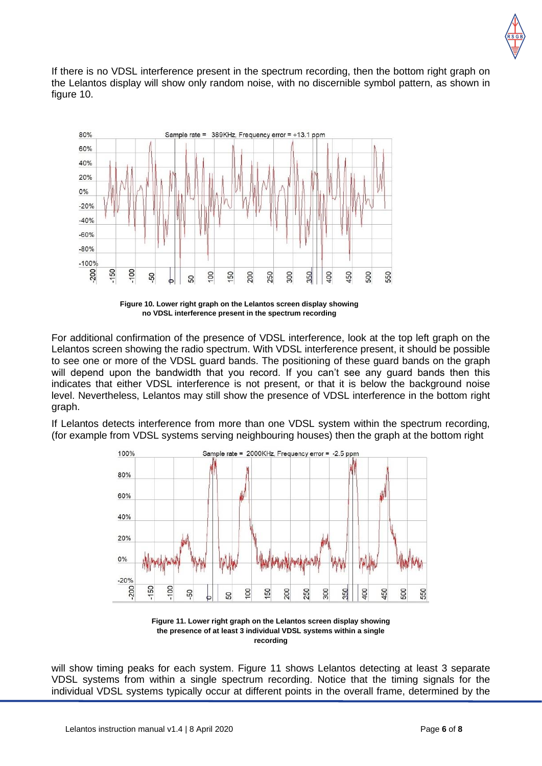If there is no VDSL interference present in the spectrum recording, then the bottom right graph on the Lelantos display will show only random noise, with no discernible symbol pattern, as shown in figure 10.

**Figure 10. Lower right graph on the Lelantos screen display showing no VDSL interference present in the spectrum recording**

For additional confirmation of the presence of VDSL interference, look at the top left graph on the Lelantos screen showing the radio spectrum. With VDSL interference present, it should be possible to see one or more of the VDSL guard bands. The positioning of these guard bands on the graph will depend upon the bandwidth that you record. If you can't see any guard bands then this indicates that either VDSL interference is not present, or that it is below the background noise level. Nevertheless, Lelantos may still show the presence of VDSL interference in the bottom right graph.

If Lelantos detects interference from more than one VDSL system within the spectrum recording, (for example from VDSL systems serving neighbouring houses) then the graph at the bottom right will show timing peaks for each system. Figure 11 shows Lelantos detecting at least 3 separate VDSL systems from within a single spectrum recording. Notice that the timing signals for the individual VDSL systems typically occur at different points in the overall frame, determined by the

**Figure 11. Lower right graph on the Lelantos screen display showing the presence of at least 3 individual VDSL systems within a single recording**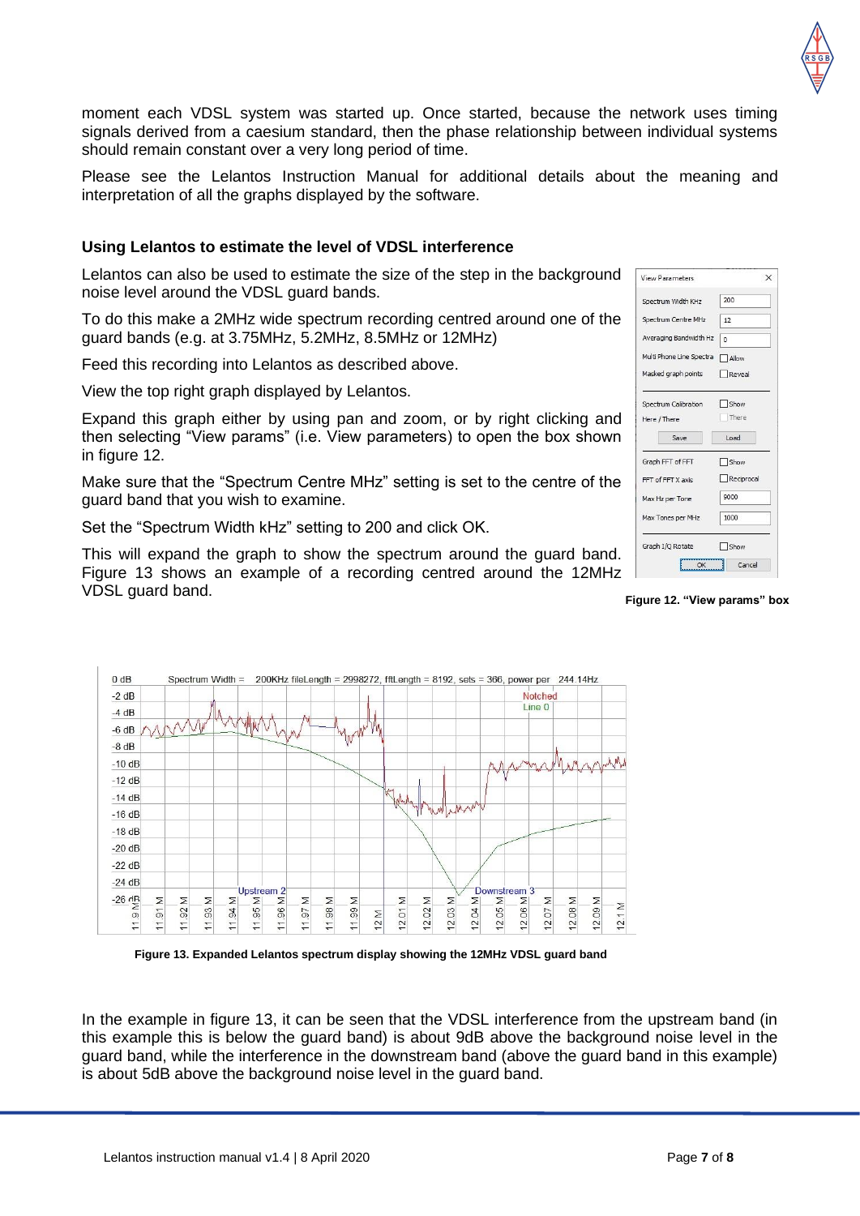moment each VDSL system was started up. Once started, because the network uses timing signals derived from a caesium standard, then the phase relationship between individual systems should remain constant over a very long period of time.

Please see the Lelantos Instruction Manual for additional details about the meaning and interpretation of all the graphs displayed by the software.

### Using Lelantos to estimate the level of VDSL interference

Lelantos can also be used to estimate the size of the step in the background noise level around the VDSL guard bands.

To do this make a 2MHz wide spectrum recording centred around one of the guard bands (e.g. at 3.75MHz, 5.2MHz, 8.5MHz or 12MHz)

Feed this recording into Lelantos as described above.

View the top right graph displayed by Lelantos.

Expand this graph either by using pan and zoom, or by right clicking and then selecting "View params" (i.e. View parameters) to open the box shown in figure 12.

Make sure that the "Spectrum Centre MHz" setting is set to the centre of the guard band that you wish to examine.

Set the "Spectrum Width kHz" setting to 200 and click OK.

This will expand the graph to show the spectrum around the guard band. Figure 13 shows an example of a recording centred around the 12MHz VDSL guard band.

**Figure 12. "View params" box**

**Figure 13. Expanded Lelantos spectrum display showing the 12MHz VDSL guard band**

In the example in figure 13, it can be seen that the VDSL interference from the upstream band (in this example this is below the guard band) is about 9dB above the background noise level in the guard band, while the interference in the downstream band (above the guard band in this example) is about 5dB above the background noise level in the guard band.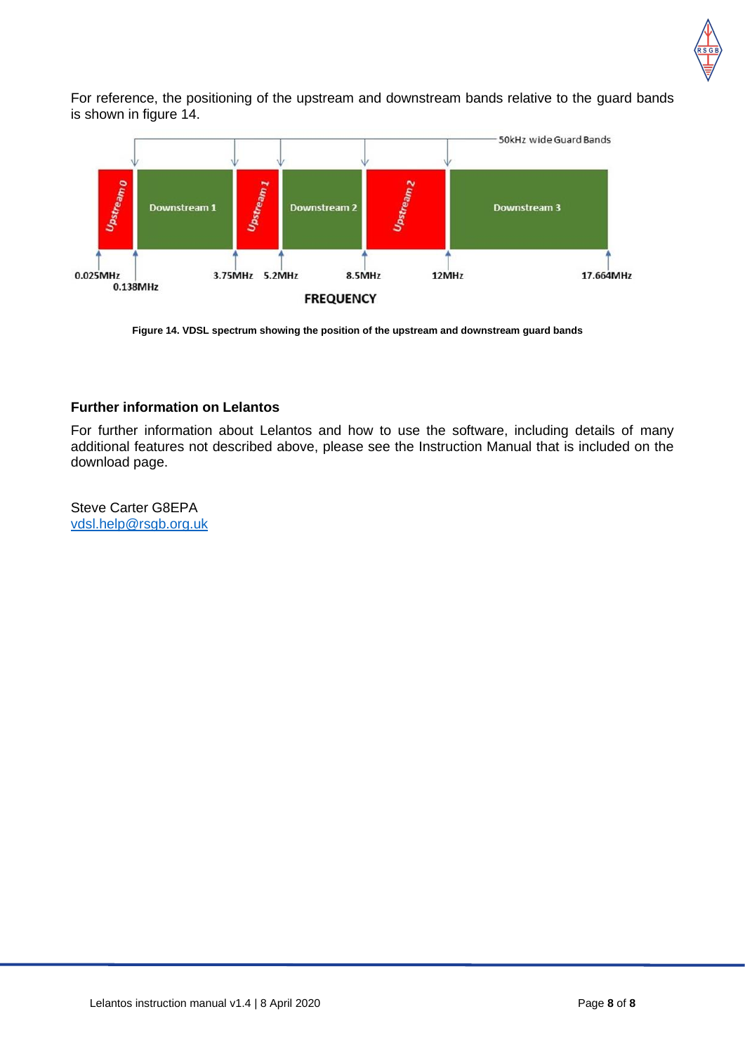For reference, the positioning of the upstream and downstream bands relative to the guard bands is shown in figure 14.

50kHz wide Guard Bands

Upstream 0

Downstream 1

Upstream 1

Downstream 2

Upstream 2

Downstream 3

0.025MHz

0.138MHz

3.75MHz

5.2MHz

8.5MHz

12MHz

17.664MHz

FREQUENCY

**Figure 14. VDSL spectrum showing the position of the upstream and downstream guard bands**

### Further information on Lelantos

For further information about Lelantos and how to use the software, including details of many additional features not described above, please see the Instruction Manual that is included on the download page.

Steve Carter G8EPA
vdsl.help@rsgb.org.uk